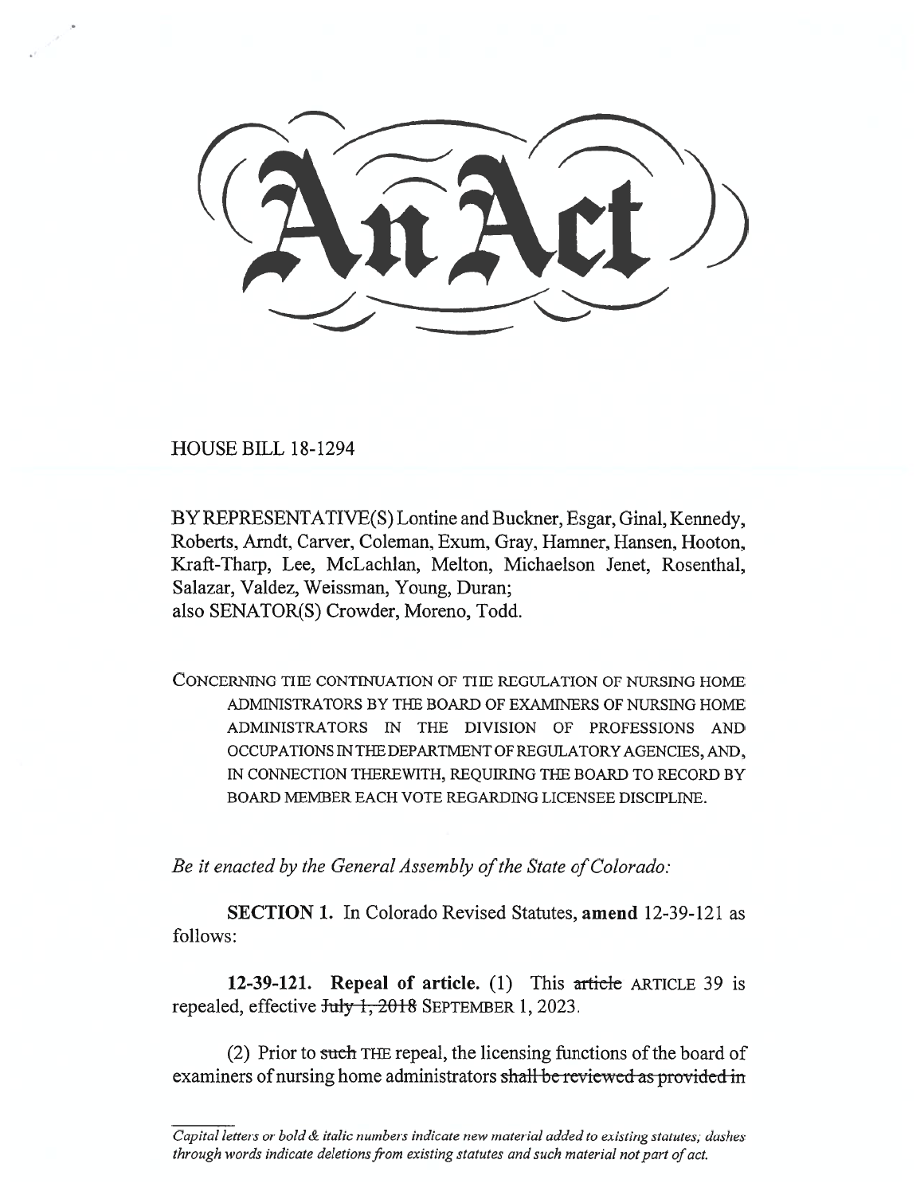# An Act

HOUSE BILL 18-1294

BY REPRESENTATIVE(S) Lontine and Buckner, Esgar, Ginal, Kennedy, Roberts, Arndt, Carver, Coleman, Exum, Gray, Hamner, Hansen, Hooton, Kraft-Tharp, Lee, McLachlan, Melton, Michaelson Jenet, Rosenthal, Salazar, Valdez, Weissman, Young, Duran;
also SENATOR(S) Crowder, Moreno, Todd.

CONCERNING THE CONTINUATION OF THE REGULATION OF NURSING HOME ADMINISTRATORS BY THE BOARD OF EXAMINERS OF NURSING HOME ADMINISTRATORS IN THE DIVISION OF PROFESSIONS AND OCCUPATIONS IN THE DEPARTMENT OF REGULATORY AGENCIES, AND, IN CONNECTION THEREWITH, REQUIRING THE BOARD TO RECORD BY BOARD MEMBER EACH VOTE REGARDING LICENSEE DISCIPLINE.

*Be it enacted by the General Assembly of the State of Colorado:*

**SECTION 1.** In Colorado Revised Statutes, **amend** 12-39-121 as follows:

**12-39-121. Repeal of article.** (1) This ~~article~~ ARTICLE 39 is repealed, effective ~~July 1, 2018~~ SEPTEMBER 1, 2023.

(2) Prior to ~~such~~ THE repeal, the licensing functions of the board of examiners of nursing home administrators ~~shall be reviewed as provided in~~

*Capital letters or bold & italic numbers indicate new material added to existing statutes; dashes through words indicate deletions from existing statutes and such material not part of act.*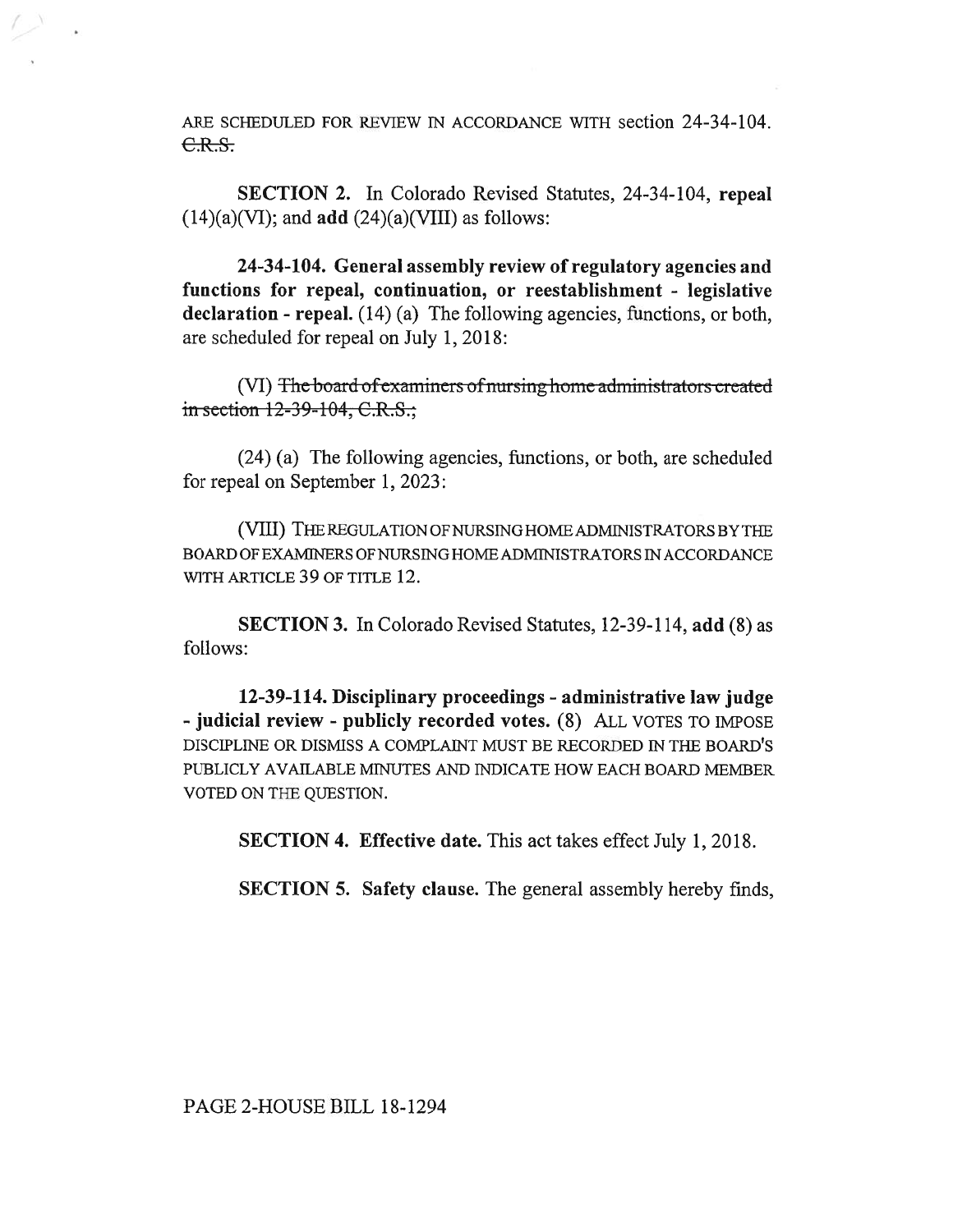ARE SCHEDULED FOR REVIEW IN ACCORDANCE WITH section 24-34-104. ~~C.R.S.~~

**SECTION 2.** In Colorado Revised Statutes, 24-34-104, **repeal** (14)(a)(VI); and **add** (24)(a)(VIII) as follows:

**24-34-104. General assembly review of regulatory agencies and functions for repeal, continuation, or reestablishment - legislative declaration - repeal.** (14) (a) The following agencies, functions, or both, are scheduled for repeal on July 1, 2018:

(VI) ~~The board of examiners of nursing home administrators created in section 12-39-104, C.R.S.;~~

(24) (a) The following agencies, functions, or both, are scheduled for repeal on September 1, 2023:

(VIII) THE REGULATION OF NURSING HOME ADMINISTRATORS BY THE BOARD OF EXAMINERS OF NURSING HOME ADMINISTRATORS IN ACCORDANCE WITH ARTICLE 39 OF TITLE 12.

**SECTION 3.** In Colorado Revised Statutes, 12-39-114, **add** (8) as follows:

**12-39-114. Disciplinary proceedings - administrative law judge - judicial review - publicly recorded votes.** (8) ALL VOTES TO IMPOSE DISCIPLINE OR DISMISS A COMPLAINT MUST BE RECORDED IN THE BOARD'S PUBLICLY AVAILABLE MINUTES AND INDICATE HOW EACH BOARD MEMBER VOTED ON THE QUESTION.

**SECTION 4. Effective date.** This act takes effect July 1, 2018.

**SECTION 5. Safety clause.** The general assembly hereby finds,

PAGE 2-HOUSE BILL 18-1294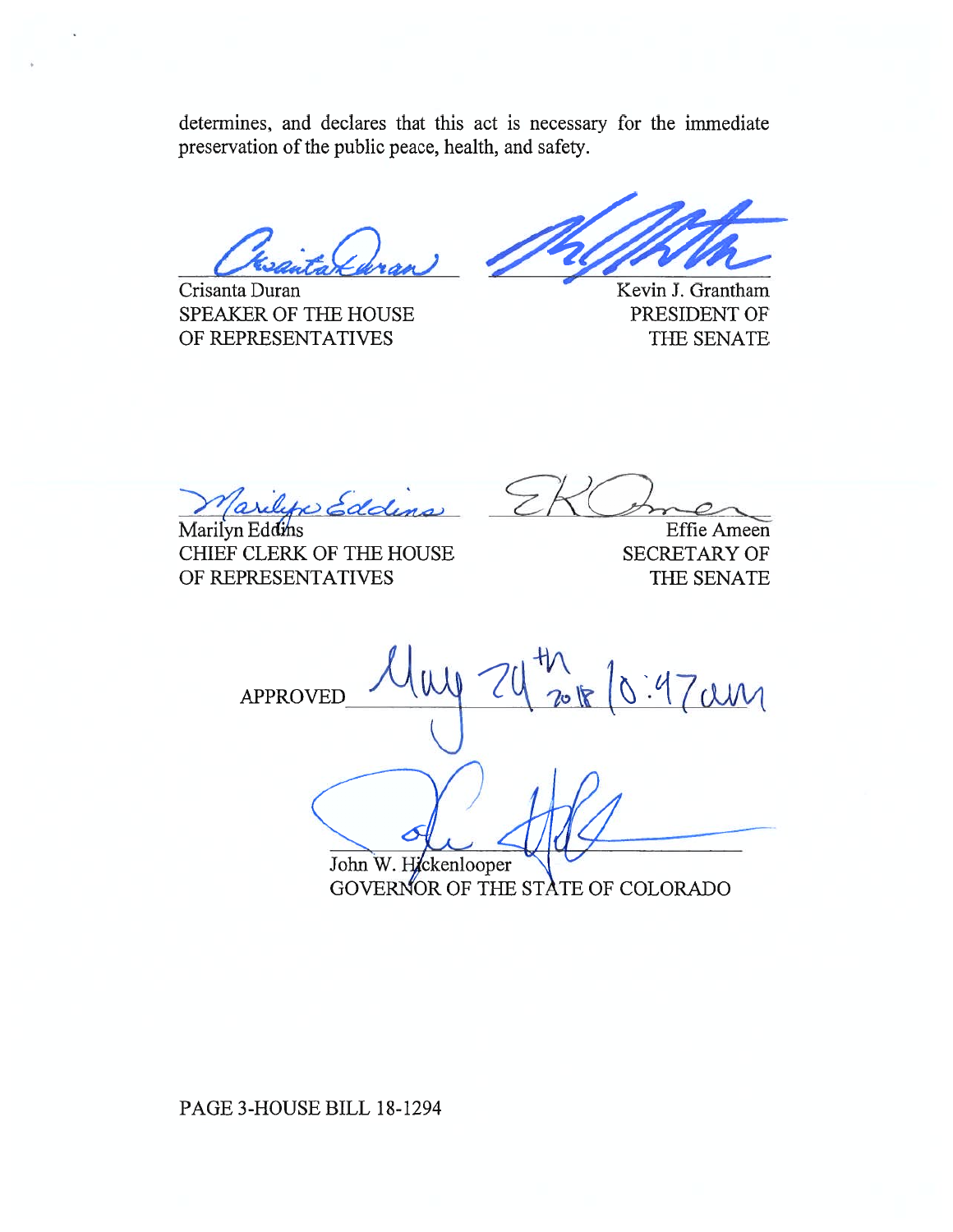determines, and declares that this act is necessary for the immediate preservation of the public peace, health, and safety.

Crisanta Duran
SPEAKER OF THE HOUSE
OF REPRESENTATIVES

Kevin J. Grantham
PRESIDENT OF
THE SENATE

Marilyn Eddins
CHIEF CLERK OF THE HOUSE
OF REPRESENTATIVES

Effie Ameen
SECRETARY OF
THE SENATE

APPROVED May 24th 2018 10:47am

John W. Hickenlooper
GOVERNOR OF THE STATE OF COLORADO

PAGE 3-HOUSE BILL 18-1294